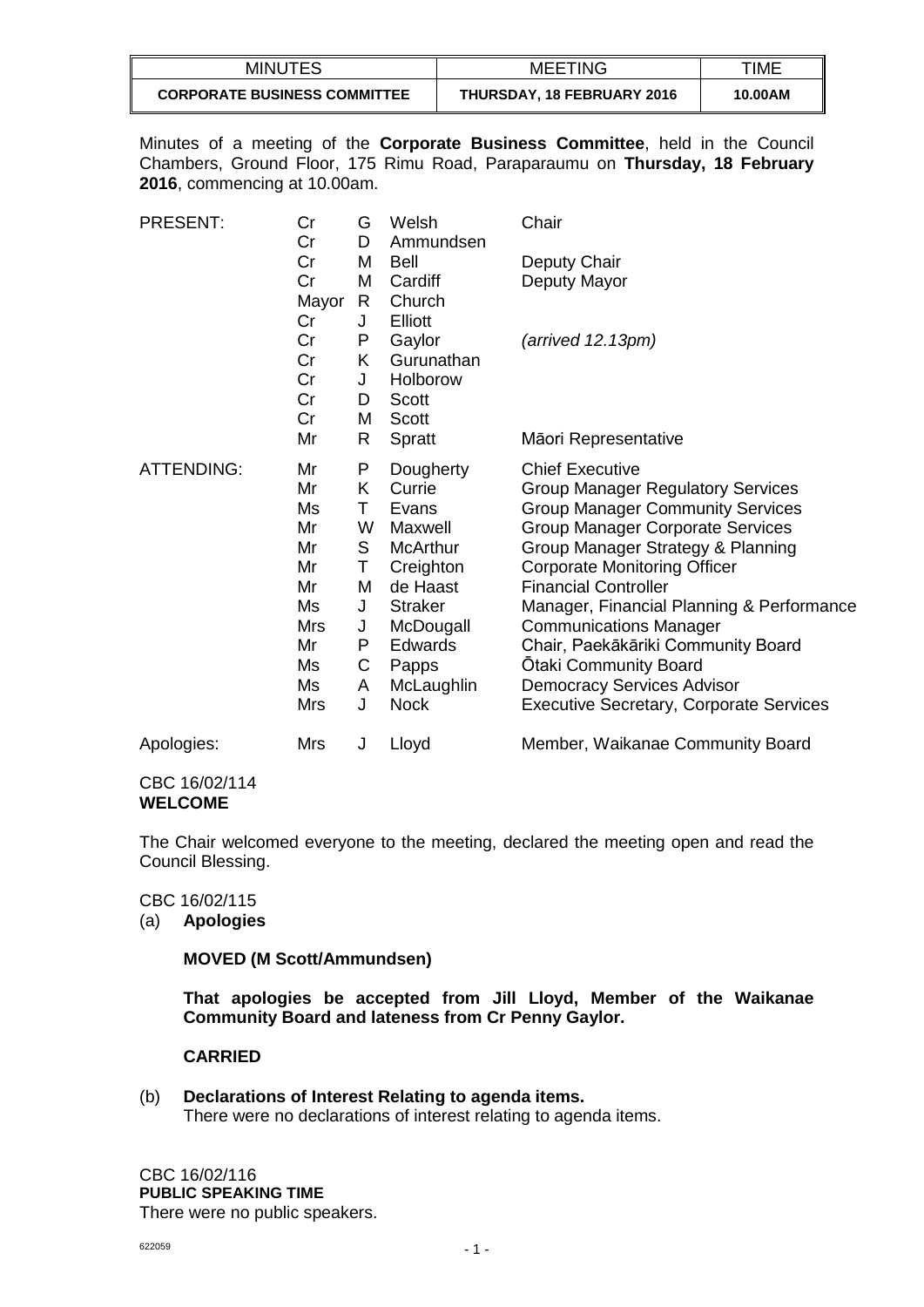| MINUTES | MEETING | TIME |
|---|---|---|
| **CORPORATE BUSINESS COMMITTEE** | **THURSDAY, 18 FEBRUARY 2016** | **10.00AM** |

Minutes of a meeting of the **Corporate Business Committee**, held in the Council Chambers, Ground Floor, 175 Rimu Road, Paraparaumu on **Thursday, 18 February 2016**, commencing at 10.00am.

| | | | | |
|---|---|---|---|---|
| PRESENT: | Cr | G | Welsh | Chair |
| | Cr | D | Ammundsen | |
| | Cr | M | Bell | Deputy Chair |
| | Cr | M | Cardiff | Deputy Mayor |
| | Mayor | R | Church | |
| | Cr | J | Elliott | |
| | Cr | P | Gaylor | *(arrived 12.13pm)* |
| | Cr | K | Gurunathan | |
| | Cr | J | Holborow | |
| | Cr | D | Scott | |
| | Cr | M | Scott | |
| | Mr | R | Spratt | Māori Representative |
| ATTENDING: | Mr | P | Dougherty | Chief Executive |
| | Mr | K | Currie | Group Manager Regulatory Services |
| | Ms | T | Evans | Group Manager Community Services |
| | Mr | W | Maxwell | Group Manager Corporate Services |
| | Mr | S | McArthur | Group Manager Strategy & Planning |
| | Mr | T | Creighton | Corporate Monitoring Officer |
| | Mr | M | de Haast | Financial Controller |
| | Ms | J | Straker | Manager, Financial Planning & Performance |
| | Mrs | J | McDougall | Communications Manager |
| | Mr | P | Edwards | Chair, Paekākāriki Community Board |
| | Ms | C | Papps | Ōtaki Community Board |
| | Ms | A | McLaughlin | Democracy Services Advisor |
| | Mrs | J | Nock | Executive Secretary, Corporate Services |
| Apologies: | Mrs | J | Lloyd | Member, Waikanae Community Board |

CBC 16/02/114
**WELCOME**

The Chair welcomed everyone to the meeting, declared the meeting open and read the Council Blessing.

CBC 16/02/115
(a) **Apologies**

**MOVED (M Scott/Ammundsen)**

**That apologies be accepted from Jill Lloyd, Member of the Waikanae Community Board and lateness from Cr Penny Gaylor.**

**CARRIED**

(b) **Declarations of Interest Relating to agenda items.**
There were no declarations of interest relating to agenda items.

CBC 16/02/116
**PUBLIC SPEAKING TIME**
There were no public speakers.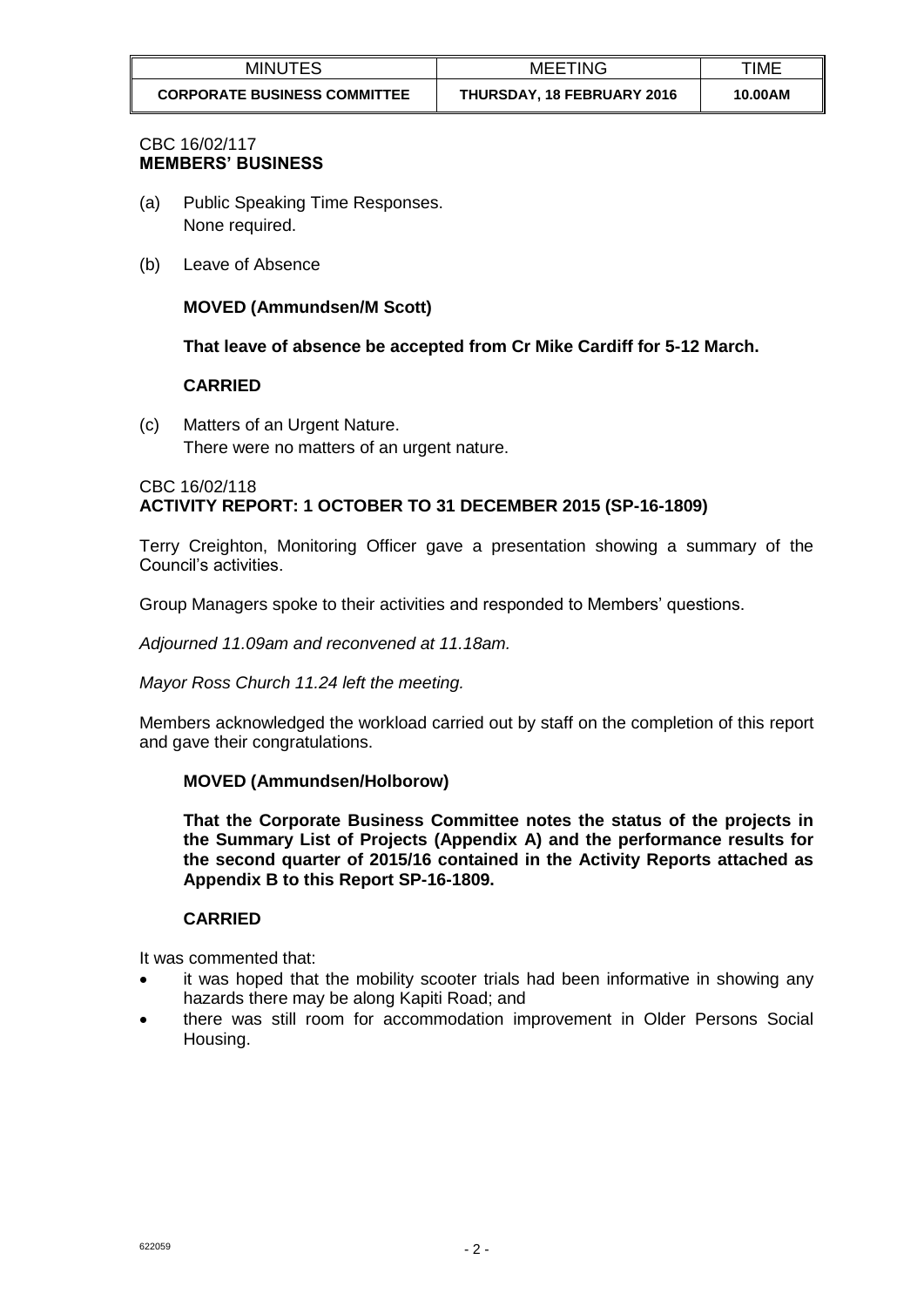| MINUTES | MEETING | TIME |
|---|---|---|
| **CORPORATE BUSINESS COMMITTEE** | **THURSDAY, 18 FEBRUARY 2016** | **10.00AM** |

CBC 16/02/117
**MEMBERS' BUSINESS**

(a) Public Speaking Time Responses.
None required.

(b) Leave of Absence

**MOVED (Ammundsen/M Scott)**

**That leave of absence be accepted from Cr Mike Cardiff for 5-12 March.**

**CARRIED**

(c) Matters of an Urgent Nature.
There were no matters of an urgent nature.

CBC 16/02/118
**ACTIVITY REPORT: 1 OCTOBER TO 31 DECEMBER 2015 (SP-16-1809)**

Terry Creighton, Monitoring Officer gave a presentation showing a summary of the Council's activities.

Group Managers spoke to their activities and responded to Members' questions.

*Adjourned 11.09am and reconvened at 11.18am.*

*Mayor Ross Church 11.24 left the meeting.*

Members acknowledged the workload carried out by staff on the completion of this report and gave their congratulations.

**MOVED (Ammundsen/Holborow)**

**That the Corporate Business Committee notes the status of the projects in the Summary List of Projects (Appendix A) and the performance results for the second quarter of 2015/16 contained in the Activity Reports attached as Appendix B to this Report SP-16-1809.**

**CARRIED**

It was commented that:

- it was hoped that the mobility scooter trials had been informative in showing any hazards there may be along Kapiti Road; and
- there was still room for accommodation improvement in Older Persons Social Housing.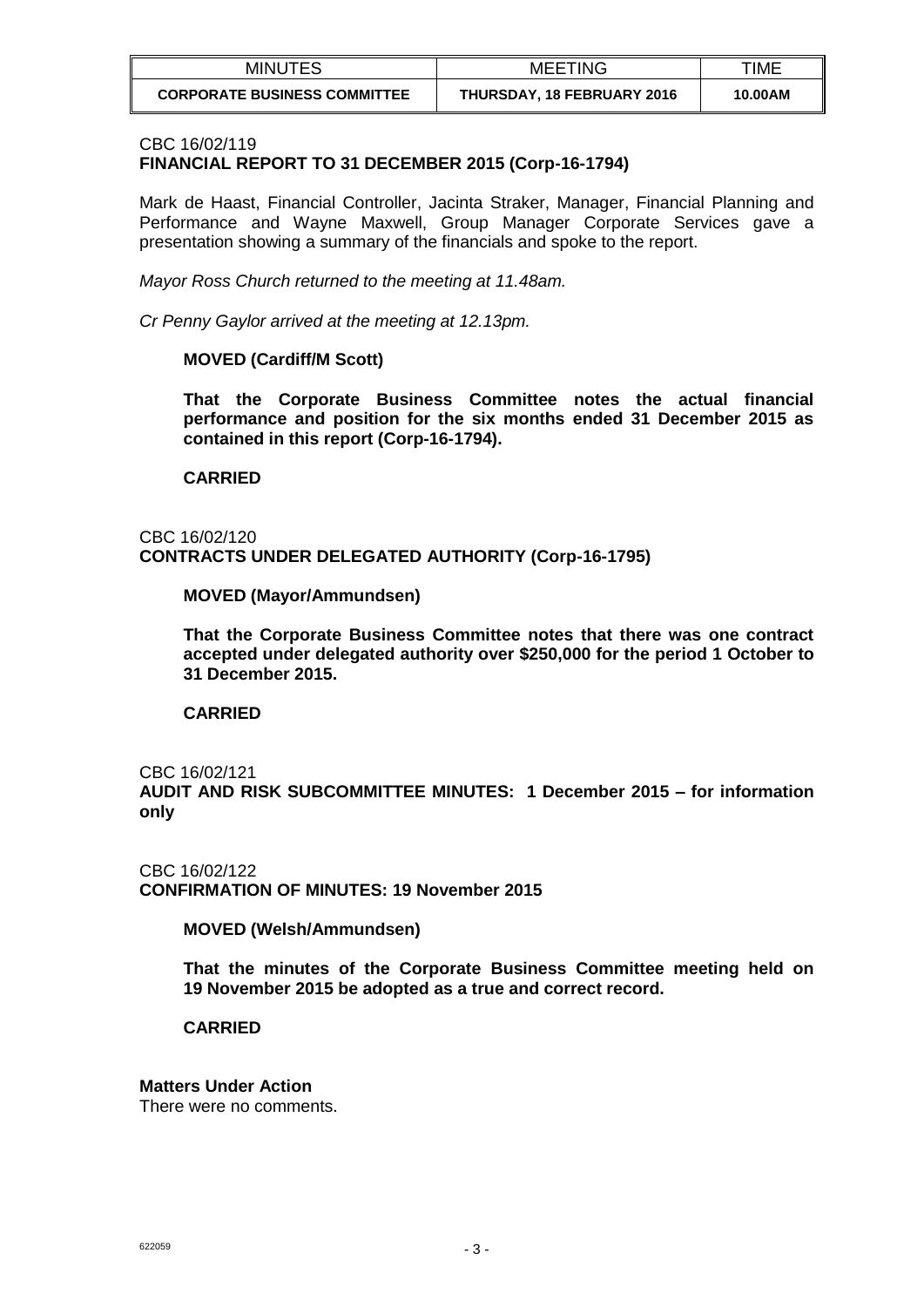| MINUTES | MEETING | TIME |
| --- | --- | --- |
| **CORPORATE BUSINESS COMMITTEE** | **THURSDAY, 18 FEBRUARY 2016** | **10.00AM** |

CBC 16/02/119
**FINANCIAL REPORT TO 31 DECEMBER 2015 (Corp-16-1794)**

Mark de Haast, Financial Controller, Jacinta Straker, Manager, Financial Planning and Performance and Wayne Maxwell, Group Manager Corporate Services gave a presentation showing a summary of the financials and spoke to the report.

*Mayor Ross Church returned to the meeting at 11.48am.*

*Cr Penny Gaylor arrived at the meeting at 12.13pm.*

**MOVED (Cardiff/M Scott)**

**That the Corporate Business Committee notes the actual financial performance and position for the six months ended 31 December 2015 as contained in this report (Corp-16-1794).**

**CARRIED**

CBC 16/02/120
**CONTRACTS UNDER DELEGATED AUTHORITY (Corp-16-1795)**

**MOVED (Mayor/Ammundsen)**

**That the Corporate Business Committee notes that there was one contract accepted under delegated authority over $250,000 for the period 1 October to 31 December 2015.**

**CARRIED**

CBC 16/02/121
**AUDIT AND RISK SUBCOMMITTEE MINUTES: 1 December 2015 – for information only**

CBC 16/02/122
**CONFIRMATION OF MINUTES: 19 November 2015**

**MOVED (Welsh/Ammundsen)**

**That the minutes of the Corporate Business Committee meeting held on 19 November 2015 be adopted as a true and correct record.**

**CARRIED**

**Matters Under Action**
There were no comments.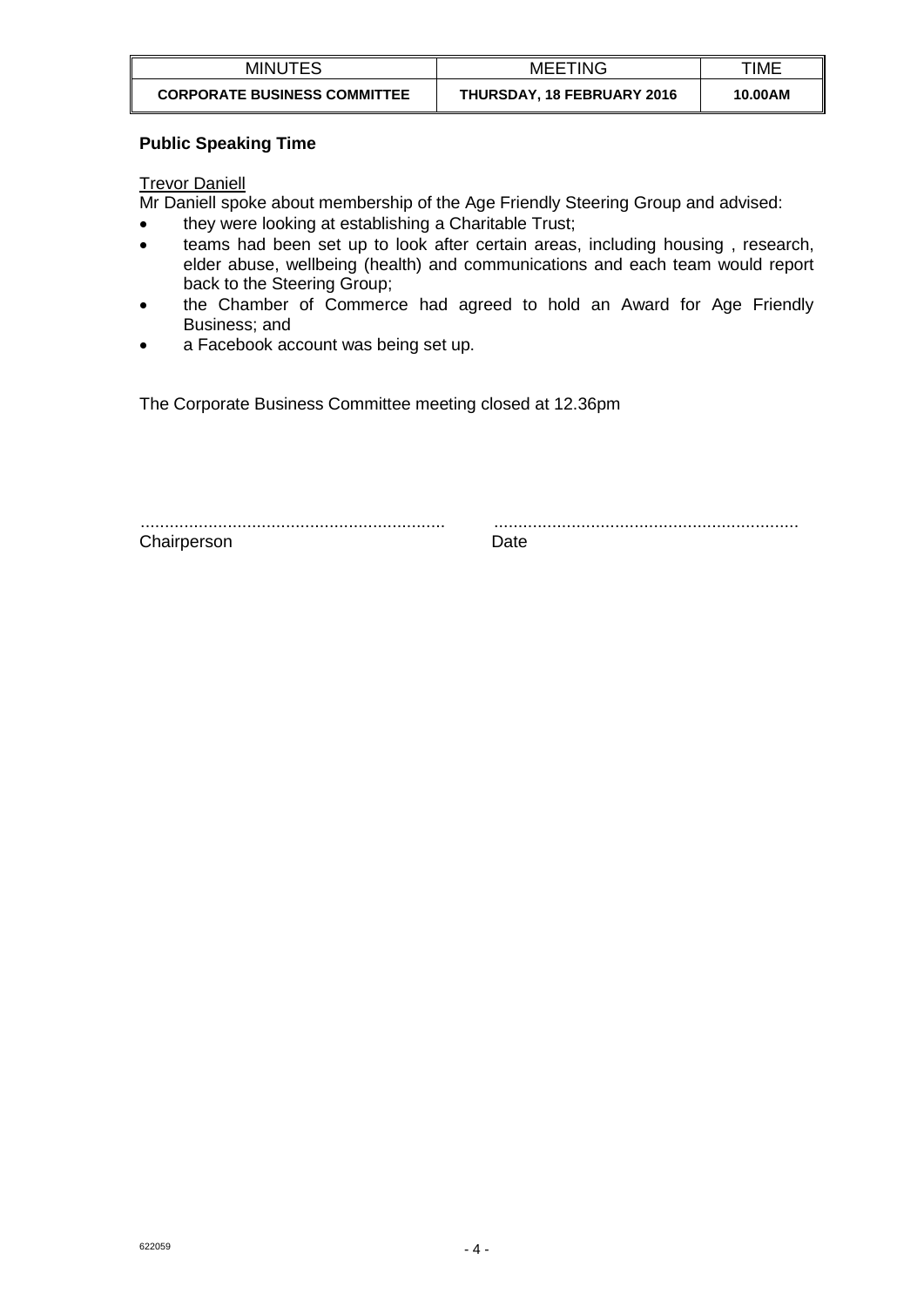**Public Speaking Time**

Trevor Daniell

Mr Daniell spoke about membership of the Age Friendly Steering Group and advised:

- they were looking at establishing a Charitable Trust;
- teams had been set up to look after certain areas, including housing , research, elder abuse, wellbeing (health) and communications and each team would report back to the Steering Group;
- the Chamber of Commerce had agreed to hold an Award for Age Friendly Business; and
- a Facebook account was being set up.

The Corporate Business Committee meeting closed at 12.36pm

.............................................................. ..............................................................

Chairperson Date